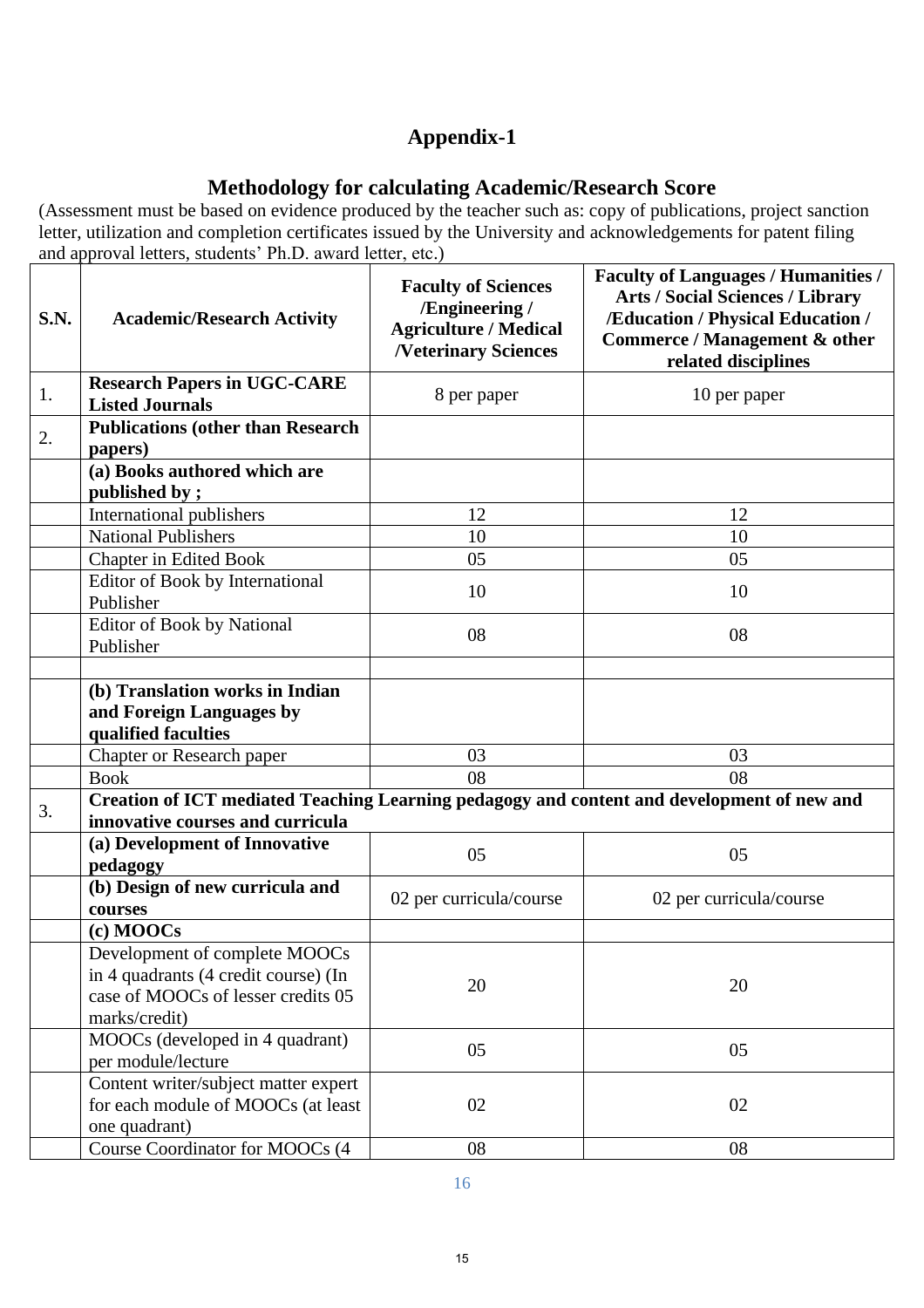# Appendix-1

## Methodology for calculating Academic/Research Score

(Assessment must be based on evidence produced by the teacher such as: copy of publications, project sanction letter, utilization and completion certificates issued by the University and acknowledgements for patent filing and approval letters, students' Ph.D. award letter, etc.)

| S.N. | Academic/Research Activity | Faculty of Sciences /Engineering / Agriculture / Medical /Veterinary Sciences | Faculty of Languages / Humanities / Arts / Social Sciences / Library /Education / Physical Education / Commerce / Management & other related disciplines |
|---|---|---|---|
| 1. | **Research Papers in UGC-CARE Listed Journals** | 8 per paper | 10 per paper |
| 2. | **Publications (other than Research papers)** | | |
| | **(a) Books authored which are published by ;** | | |
| | International publishers | 12 | 12 |
| | National Publishers | 10 | 10 |
| | Chapter in Edited Book | 05 | 05 |
| | Editor of Book by International Publisher | 10 | 10 |
| | Editor of Book by National Publisher | 08 | 08 |
| | | | |
| | **(b) Translation works in Indian and Foreign Languages by qualified faculties** | | |
| | Chapter or Research paper | 03 | 03 |
| | Book | 08 | 08 |
| 3. | **Creation of ICT mediated Teaching Learning pedagogy and content and development of new and innovative courses and curricula** | | |
| | **(a) Development of Innovative pedagogy** | 05 | 05 |
| | **(b) Design of new curricula and courses** | 02 per curricula/course | 02 per curricula/course |
| | **(c) MOOCs** | | |
| | Development of complete MOOCs in 4 quadrants (4 credit course) (In case of MOOCs of lesser credits 05 marks/credit) | 20 | 20 |
| | MOOCs (developed in 4 quadrant) per module/lecture | 05 | 05 |
| | Content writer/subject matter expert for each module of MOOCs (at least one quadrant) | 02 | 02 |
| | Course Coordinator for MOOCs (4 | 08 | 08 |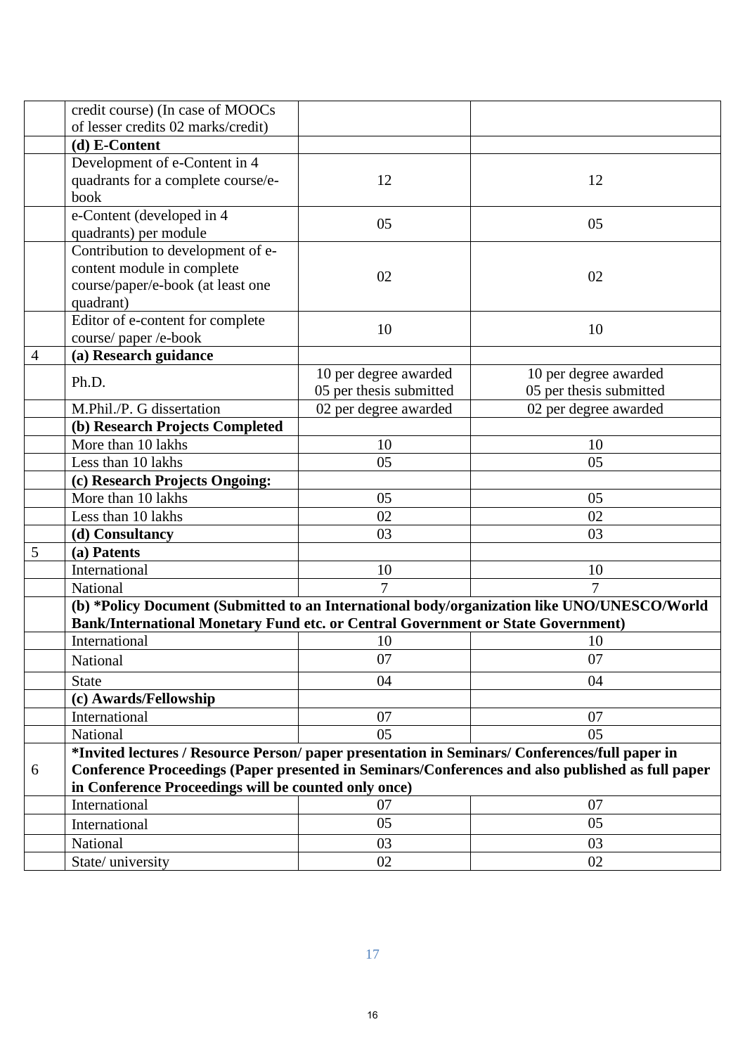| | | | |
|---|---|---|---|
| | credit course) (In case of MOOCs of lesser credits 02 marks/credit) | | |
| | **(d) E-Content** | | |
| | Development of e-Content in 4 quadrants for a complete course/e-book | 12 | 12 |
| | e-Content (developed in 4 quadrants) per module | 05 | 05 |
| | Contribution to development of e-content module in complete course/paper/e-book (at least one quadrant) | 02 | 02 |
| | Editor of e-content for complete course/ paper /e-book | 10 | 10 |
| 4 | **(a) Research guidance** | | |
| | Ph.D. | 10 per degree awarded<br>05 per thesis submitted | 10 per degree awarded<br>05 per thesis submitted |
| | M.Phil./P. G dissertation | 02 per degree awarded | 02 per degree awarded |
| | **(b) Research Projects Completed** | | |
| | More than 10 lakhs | 10 | 10 |
| | Less than 10 lakhs | 05 | 05 |
| | **(c) Research Projects Ongoing:** | | |
| | More than 10 lakhs | 05 | 05 |
| | Less than 10 lakhs | 02 | 02 |
| | **(d) Consultancy** | 03 | 03 |
| 5 | **(a) Patents** | | |
| | International | 10 | 10 |
| | National | 7 | 7 |
| | **(b) *Policy Document (Submitted to an International body/organization like UNO/UNESCO/World Bank/International Monetary Fund etc. or Central Government or State Government)** | | |
| | International | 10 | 10 |
| | National | 07 | 07 |
| | State | 04 | 04 |
| | **(c) Awards/Fellowship** | | |
| | International | 07 | 07 |
| | National | 05 | 05 |
| 6 | ***Invited lectures / Resource Person/ paper presentation in Seminars/ Conferences/full paper in Conference Proceedings (Paper presented in Seminars/Conferences and also published as full paper in Conference Proceedings will be counted only once)** | | |
| | International | 07 | 07 |
| | International | 05 | 05 |
| | National | 03 | 03 |
| | State/ university | 02 | 02 |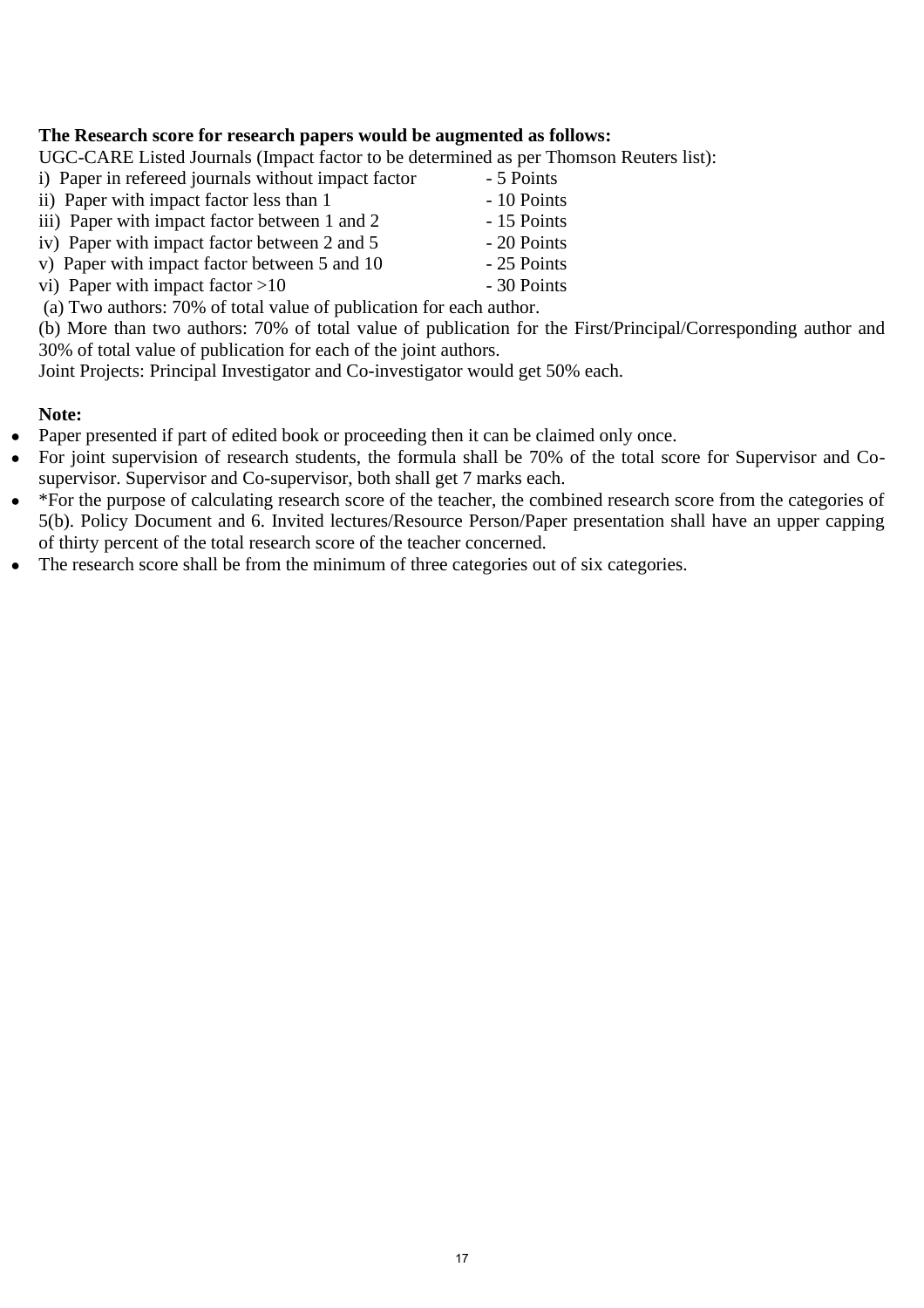**The Research score for research papers would be augmented as follows:**

UGC-CARE Listed Journals (Impact factor to be determined as per Thomson Reuters list):

i) Paper in refereed journals without impact factor - 5 Points
ii) Paper with impact factor less than 1 - 10 Points
iii) Paper with impact factor between 1 and 2 - 15 Points
iv) Paper with impact factor between 2 and 5 - 20 Points
v) Paper with impact factor between 5 and 10 - 25 Points
vi) Paper with impact factor >10 - 30 Points

(a) Two authors: 70% of total value of publication for each author.

(b) More than two authors: 70% of total value of publication for the First/Principal/Corresponding author and 30% of total value of publication for each of the joint authors.

Joint Projects: Principal Investigator and Co-investigator would get 50% each.

**Note:**

- Paper presented if part of edited book or proceeding then it can be claimed only once.
- For joint supervision of research students, the formula shall be 70% of the total score for Supervisor and Co-supervisor. Supervisor and Co-supervisor, both shall get 7 marks each.
- *For the purpose of calculating research score of the teacher, the combined research score from the categories of 5(b). Policy Document and 6. Invited lectures/Resource Person/Paper presentation shall have an upper capping of thirty percent of the total research score of the teacher concerned.
- The research score shall be from the minimum of three categories out of six categories.